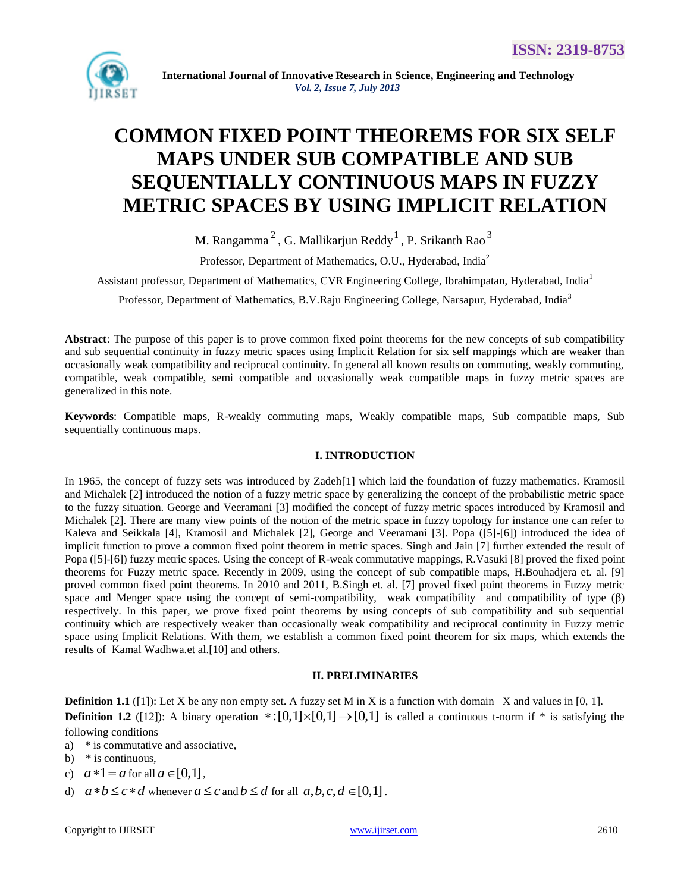# COMMON FIXED POINT THEOREMS FOR SIX SELF MAPS UNDER SUB COMPATIBLE AND SUB SEQUENTIALLY CONTINUOUS MAPS IN FUZZY METRIC SPACES BY USING IMPLICIT RELATION

M. Rangamma [2], G. Mallikarjun Reddy [1], P. Srikanth Rao [3]

Professor, Department of Mathematics, O.U., Hyderabad, India[2]

Assistant professor, Department of Mathematics, CVR Engineering College, Ibrahimpatan, Hyderabad, India[1]

Professor, Department of Mathematics, B.V.Raju Engineering College, Narsapur, Hyderabad, India[3]

**Abstract**: The purpose of this paper is to prove common fixed point theorems for the new concepts of sub compatibility and sub sequential continuity in fuzzy metric spaces using Implicit Relation for six self mappings which are weaker than occasionally weak compatibility and reciprocal continuity. In general all known results on commuting, weakly commuting, compatible, weak compatible, semi compatible and occasionally weak compatible maps in fuzzy metric spaces are generalized in this note.

**Keywords**: Compatible maps, R-weakly commuting maps, Weakly compatible maps, Sub compatible maps, Sub sequentially continuous maps.

## I. INTRODUCTION

In 1965, the concept of fuzzy sets was introduced by Zadeh[1] which laid the foundation of fuzzy mathematics. Kramosil and Michalek [2] introduced the notion of a fuzzy metric space by generalizing the concept of the probabilistic metric space to the fuzzy situation. George and Veeramani [3] modified the concept of fuzzy metric spaces introduced by Kramosil and Michalek [2]. There are many view points of the notion of the metric space in fuzzy topology for instance one can refer to Kaleva and Seikkala [4], Kramosil and Michalek [2], George and Veeramani [3]. Popa ([5]-[6]) introduced the idea of implicit function to prove a common fixed point theorem in metric spaces. Singh and Jain [7] further extended the result of Popa ([5]-[6]) fuzzy metric spaces. Using the concept of R-weak commutative mappings, R.Vasuki [8] proved the fixed point theorems for Fuzzy metric space. Recently in 2009, using the concept of sub compatible maps, H.Bouhadjera et. al. [9] proved common fixed point theorems. In 2010 and 2011, B.Singh et. al. [7] proved fixed point theorems in Fuzzy metric space and Menger space using the concept of semi-compatibility, weak compatibility and compatibility of type (β) respectively. In this paper, we prove fixed point theorems by using concepts of sub compatibility and sub sequential continuity which are respectively weaker than occasionally weak compatibility and reciprocal continuity in Fuzzy metric space using Implicit Relations. With them, we establish a common fixed point theorem for six maps, which extends the results of Kamal Wadhwa.et al.[10] and others.

## II. PRELIMINARIES

**Definition 1.1** ([1]): Let X be any non empty set. A fuzzy set M in X is a function with domain X and values in [0, 1].

**Definition 1.2** ([12]): A binary operation $*:[0,1]\times[0,1]\rightarrow[0,1]$ is called a continuous t-norm if * is satisfying the following conditions

a) * is commutative and associative,

b) * is continuous,

c) $a*1=a$ for all $a\in[0,1]$,

d) $a*b\leq c*d$ whenever $a\leq c$ and $b\leq d$ for all $a,b,c,d\in[0,1]$.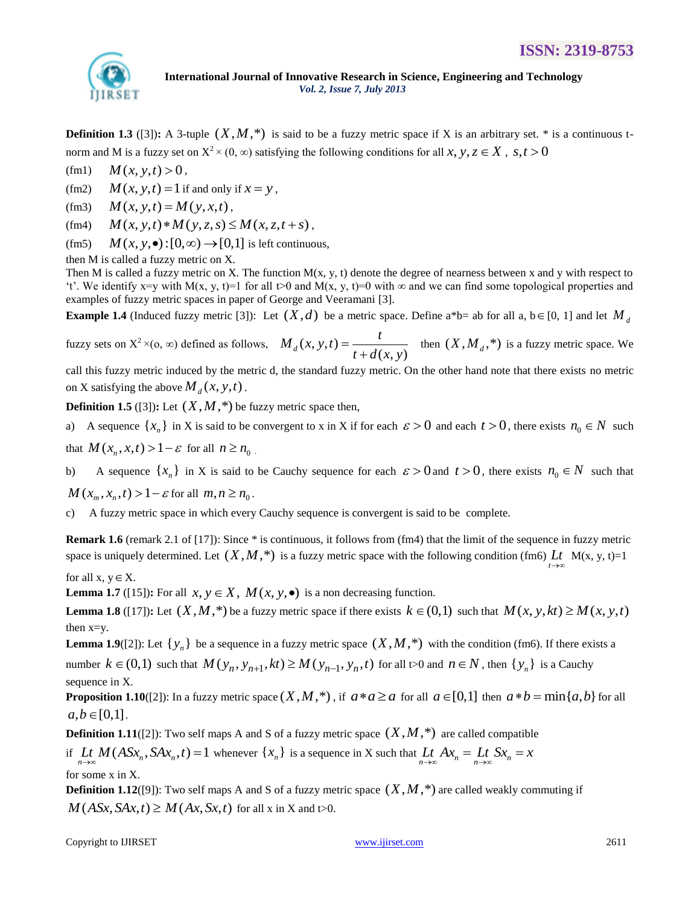**Definition 1.3** ([3])**:** A 3-tuple $(X, M, *)$ is said to be a fuzzy metric space if X is an arbitrary set. * is a continuous t-norm and M is a fuzzy set on $X^2 \times (0, \infty)$ satisfying the following conditions for all $x, y, z \in X$ , $s, t > 0$

(fm1) $M(x, y, t) > 0$,

(fm2) $M(x, y, t) = 1$ if and only if $x = y$,

(fm3) $M(x, y, t) = M(y, x, t)$,

(fm4) $M(x, y, t) * M(y, z, s) \leq M(x, z, t + s)$,

(fm5) $M(x, y, \bullet) : [0, \infty) \rightarrow [0,1]$ is left continuous,

then M is called a fuzzy metric on X.

Then M is called a fuzzy metric on X. The function M(x, y, t) denote the degree of nearness between x and y with respect to 't'. We identify x=y with M(x, y, t)=1 for all t>0 and M(x, y, t)=0 with ∞ and we can find some topological properties and examples of fuzzy metric spaces in paper of George and Veeramani [3].

**Example 1.4** (Induced fuzzy metric [3]): Let $(X, d)$ be a metric space. Define a*b= ab for all a, b$\in$[0, 1] and let $M_d$ fuzzy sets on $X^2 \times (o, \infty)$ defined as follows, $M_d(x, y, t) = \dfrac{t}{t + d(x, y)}$ then $(X, M_d, *)$ is a fuzzy metric space. We call this fuzzy metric induced by the metric d, the standard fuzzy metric. On the other hand note that there exists no metric on X satisfying the above $M_d(x, y, t)$.

**Definition 1.5** ([3])**:** Let $(X, M, *)$ be fuzzy metric space then,

a) A sequence $\{x_n\}$ in X is said to be convergent to x in X if for each $\varepsilon > 0$ and each $t > 0$, there exists $n_0 \in N$ such that $M(x_n, x, t) > 1 - \varepsilon$ for all $n \geq n_0$.

b) A sequence $\{x_n\}$ in X is said to be Cauchy sequence for each $\varepsilon > 0$ and $t > 0$, there exists $n_0 \in N$ such that $M(x_m, x_n, t) > 1 - \varepsilon$ for all $m, n \geq n_0$.

c) A fuzzy metric space in which every Cauchy sequence is convergent is said to be complete.

**Remark 1.6** (remark 2.1 of [17]): Since * is continuous, it follows from (fm4) that the limit of the sequence in fuzzy metric space is uniquely determined. Let $(X, M, *)$ is a fuzzy metric space with the following condition (fm6) $\underset{t \to \infty}{Lt}$ M(x, y, t)=1 for all x, y$\in$X.

**Lemma 1.7** ([15])**:** For all $x, y \in X$, $M(x, y, \bullet)$ is a non decreasing function.

**Lemma 1.8** ([17])**:** Let $(X, M, *)$ be a fuzzy metric space if there exists $k \in (0,1)$ such that $M(x, y, kt) \geq M(x, y, t)$ then x=y.

**Lemma 1.9**([2]): Let $\{y_n\}$ be a sequence in a fuzzy metric space $(X, M, *)$ with the condition (fm6). If there exists a number $k \in (0,1)$ such that $M(y_n, y_{n+1}, kt) \geq M(y_{n-1}, y_n, t)$ for all t>0 and $n \in N$, then $\{y_n\}$ is a Cauchy sequence in X.

**Proposition 1.10**([2]): In a fuzzy metric space $(X, M, *)$, if $a * a \geq a$ for all $a \in [0,1]$ then $a * b = \min\{a, b\}$ for all $a, b \in [0,1]$.

**Definition 1.11**([2]): Two self maps A and S of a fuzzy metric space $(X, M, *)$ are called compatible if $\underset{n \to \infty}{Lt} M(ASx_n, SAx_n, t) = 1$ whenever $\{x_n\}$ is a sequence in X such that $\underset{n \to \infty}{Lt} Ax_n = \underset{n \to \infty}{Lt} Sx_n = x$ for some x in X.

**Definition 1.12**([9]): Two self maps A and S of a fuzzy metric space $(X, M, *)$ are called weakly commuting if $M(ASx, SAx, t) \geq M(Ax, Sx, t)$ for all x in X and t>0.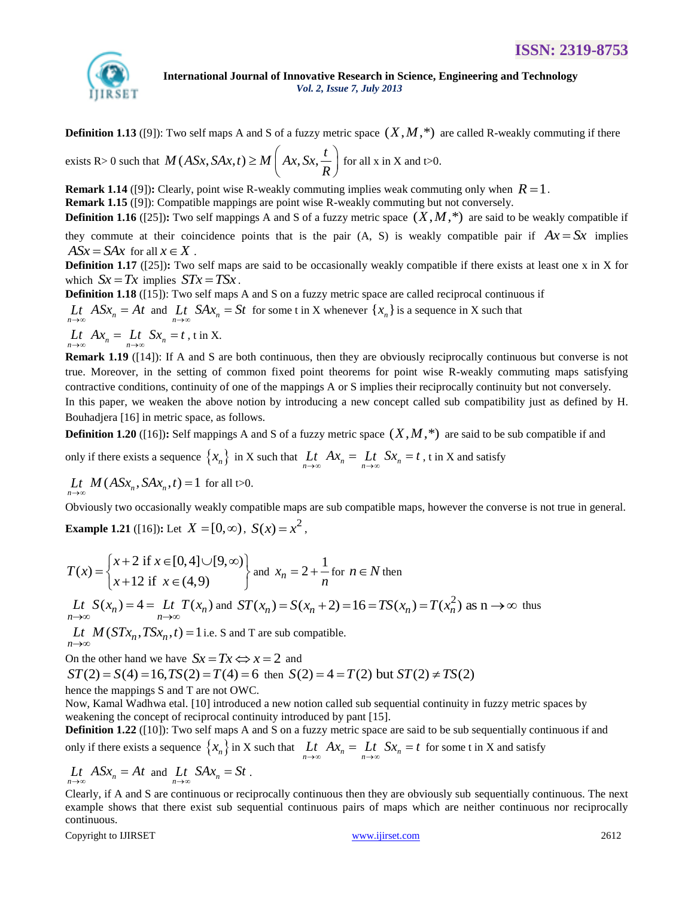**Definition 1.13** ([9]): Two self maps A and S of a fuzzy metric space $(X, M, *)$ are called R-weakly commuting if there exists R> 0 such that $M(ASx, SAx, t) \geq M\left(Ax, Sx, \frac{t}{R}\right)$ for all x in X and t>0.

**Remark 1.14** ([9])**:** Clearly, point wise R-weakly commuting implies weak commuting only when $R = 1$.

**Remark 1.15** ([9]): Compatible mappings are point wise R-weakly commuting but not conversely.

**Definition 1.16** ([25])**:** Two self mappings A and S of a fuzzy metric space $(X, M, *)$ are said to be weakly compatible if they commute at their coincidence points that is the pair (A, S) is weakly compatible pair if $Ax = Sx$ implies $ASx = SAx$ for all $x \in X$.

**Definition 1.17** ([25])**:** Two self maps are said to be occasionally weakly compatible if there exists at least one x in X for which $Sx = Tx$ implies $STx = TSx$.

**Definition 1.18** ([15]): Two self maps A and S on a fuzzy metric space are called reciprocal continuous if $\underset{n\to\infty}{Lt}\ ASx_n = At$ and $\underset{n\to\infty}{Lt}\ SAx_n = St$ for some t in X whenever $\{x_n\}$ is a sequence in X such that $\underset{n\to\infty}{Lt}\ Ax_n = \underset{n\to\infty}{Lt}\ Sx_n = t$, t in X.

**Remark 1.19** ([14]): If A and S are both continuous, then they are obviously reciprocally continuous but converse is not true. Moreover, in the setting of common fixed point theorems for point wise R-weakly commuting maps satisfying contractive conditions, continuity of one of the mappings A or S implies their reciprocally continuity but not conversely.

In this paper, we weaken the above notion by introducing a new concept called sub compatibility just as defined by H. Bouhadjera [16] in metric space, as follows.

**Definition 1.20** ([16])**:** Self mappings A and S of a fuzzy metric space $(X, M, *)$ are said to be sub compatible if and only if there exists a sequence $\{x_n\}$ in X such that $\underset{n\to\infty}{Lt}\ Ax_n = \underset{n\to\infty}{Lt}\ Sx_n = t$, t in X and satisfy

$\underset{n\to\infty}{Lt}\ M(ASx_n, SAx_n, t) = 1$ for all t>0.

Obviously two occasionally weakly compatible maps are sub compatible maps, however the converse is not true in general.

**Example 1.21** ([16])**:** Let $X = [0, \infty)$, $S(x) = x^2$,

$T(x) = \begin{cases} x+2 \text{ if } x \in [0,4] \cup [9,\infty) \\ x+12 \text{ if } x \in (4,9) \end{cases}$ and $x_n = 2 + \frac{1}{n}$ for $n \in N$ then

$\underset{n\to\infty}{Lt}\ S(x_n) = 4 = \underset{n\to\infty}{Lt}\ T(x_n)$ and $ST(x_n) = S(x_n + 2) = 16 = TS(x_n) = T(x_n^2)$ as $n \to \infty$ thus

$\underset{n\to\infty}{Lt}\ M(STx_n, TSx_n, t) = 1$ i.e. S and T are sub compatible.

On the other hand we have $Sx = Tx \Leftrightarrow x = 2$ and

$ST(2) = S(4) = 16, TS(2) = T(4) = 6$ then $S(2) = 4 = T(2)$ but $ST(2) \neq TS(2)$

hence the mappings S and T are not OWC.

Now, Kamal Wadhwa etal. [10] introduced a new notion called sub sequential continuity in fuzzy metric spaces by weakening the concept of reciprocal continuity introduced by pant [15].

**Definition 1.22** ([10]): Two self maps A and S on a fuzzy metric space are said to be sub sequentially continuous if and only if there exists a sequence $\{x_n\}$ in X such that $\underset{n\to\infty}{Lt}\ Ax_n = \underset{n\to\infty}{Lt}\ Sx_n = t$ for some t in X and satisfy

$\underset{n\to\infty}{Lt}\ ASx_n = At$ and $\underset{n\to\infty}{Lt}\ SAx_n = St$.

Clearly, if A and S are continuous or reciprocally continuous then they are obviously sub sequentially continuous. The next example shows that there exist sub sequential continuous pairs of maps which are neither continuous nor reciprocally continuous.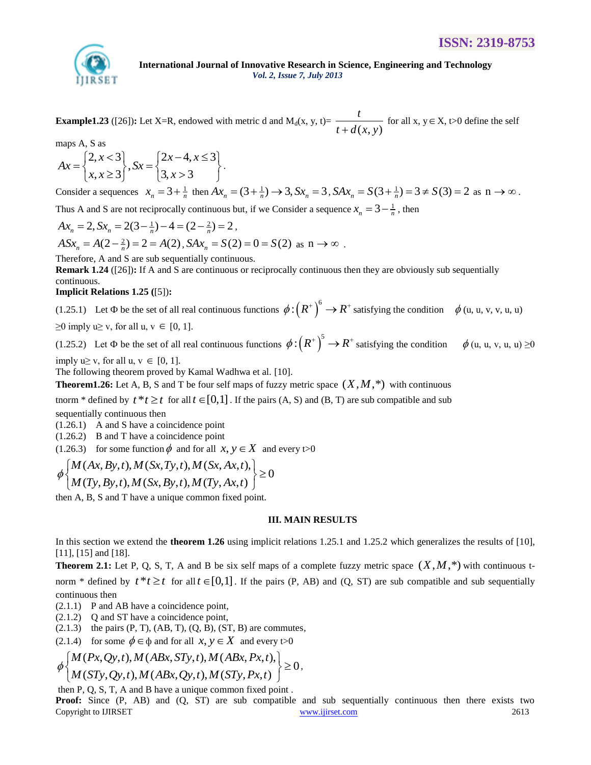**Example1.23** ([26])**:** Let X=R, endowed with metric d and $M_d(x, y, t)= \dfrac{t}{t+d(x,y)}$ for all x, y$\in$ X, t>0 define the self maps A, S as

$$Ax = \begin{Bmatrix} 2, x<3 \\ x, x \geq 3 \end{Bmatrix}, Sx = \begin{Bmatrix} 2x-4, x \leq 3 \\ 3, x>3 \end{Bmatrix}.$$

Consider a sequences $x_n = 3 + \frac{1}{n}$ then $Ax_n = (3+\frac{1}{n}) \to 3, Sx_n = 3, SAx_n = S(3+\frac{1}{n}) = 3 \neq S(3) = 2$ as $n \to \infty$.

Thus A and S are not reciprocally continuous but, if we Consider a sequence $x_n = 3 - \frac{1}{n}$, then

$Ax_n = 2, Sx_n = 2(3-\frac{1}{n}) - 4 = (2-\frac{2}{n}) = 2$,

$ASx_n = A(2-\frac{2}{n}) = 2 = A(2), SAx_n = S(2) = 0 = S(2)$ as $n \to \infty$.

Therefore, A and S are sub sequentially continuous.

**Remark 1.24** ([26])**:** If A and S are continuous or reciprocally continuous then they are obviously sub sequentially continuous.

**Implicit Relations 1.25 (**[5]**):**

(1.25.1) Let Φ be the set of all real continuous functions $\phi:\left(R^+\right)^6 \to R^+$ satisfying the condition $\phi$(u, u, v, v, u, u) $\geq$0 imply u$\geq$ v, for all u, v $\in$ [0, 1].

(1.25.2) Let Φ be the set of all real continuous functions $\phi:\left(R^+\right)^5 \to R^+$ satisfying the condition $\phi$(u, u, v, u, u) $\geq$0 imply u$\geq$ v, for all u, v $\in$ [0, 1].

The following theorem proved by Kamal Wadhwa et al. [10].

**Theorem1.26:** Let A, B, S and T be four self maps of fuzzy metric space $(X, M, *)$ with continuous tnorm * defined by $t*t \geq t$ for all $t \in [0,1]$. If the pairs (A, S) and (B, T) are sub compatible and sub sequentially continuous then

(1.26.1) A and S have a coincidence point

(1.26.2) B and T have a coincidence point

(1.26.3) for some function $\phi$ and for all $x, y \in X$ and every t>0

$$\phi\begin{Bmatrix} M(Ax,By,t), M(Sx,Ty,t), M(Sx,Ax,t), \\ M(Ty,By,t), M(Sx,By,t), M(Ty,Ax,t) \end{Bmatrix} \geq 0$$

then A, B, S and T have a unique common fixed point.

## III. MAIN RESULTS

In this section we extend the **theorem 1.26** using implicit relations 1.25.1 and 1.25.2 which generalizes the results of [10], [11], [15] and [18].

**Theorem 2.1:** Let P, Q, S, T, A and B be six self maps of a complete fuzzy metric space $(X, M, *)$ with continuous t-norm * defined by $t*t \geq t$ for all $t \in [0,1]$. If the pairs (P, AB) and (Q, ST) are sub compatible and sub sequentially continuous then

(2.1.1) P and AB have a coincidence point,

(2.1.2) Q and ST have a coincidence point,

(2.1.3) the pairs (P, T), (AB, T), (Q, B), (ST, B) are commutes,

(2.1.4) for some $\phi \in \phi$ and for all $x, y \in X$ and every t>0

$$\phi\begin{Bmatrix} M(Px,Qy,t), M(ABx,STy,t), M(ABx,Px,t), \\ M(STy,Qy,t), M(ABx,Qy,t), M(STy,Px,t) \end{Bmatrix} \geq 0,$$

then P, Q, S, T, A and B have a unique common fixed point .

**Proof:** Since (P, AB) and (Q, ST) are sub compatible and sub sequentially continuous then there exists two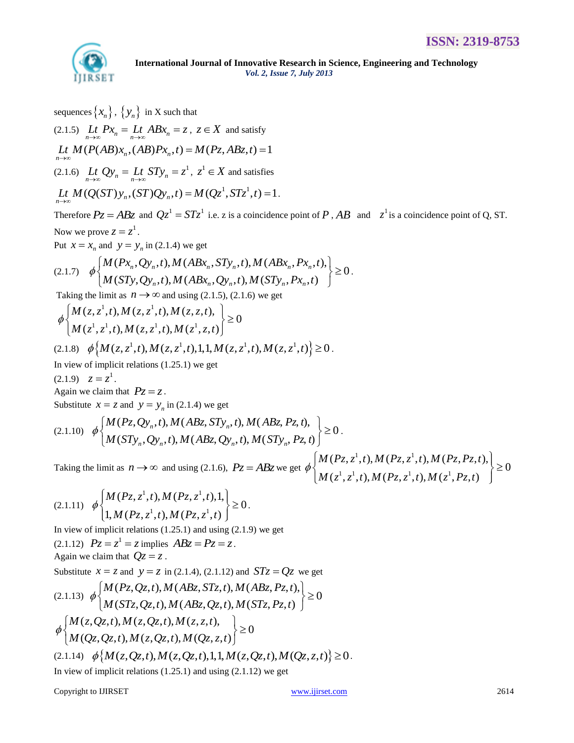sequences $\{x_n\}$, $\{y_n\}$ in X such that

(2.1.5) $\underset{n\to\infty}{Lt} Px_n = \underset{n\to\infty}{Lt} ABx_n = z$, $z \in X$ and satisfy

$\underset{n\to\infty}{Lt} M(P(AB)x_n, (AB)Px_n, t) = M(Pz, ABz, t) = 1$

(2.1.6) $\underset{n\to\infty}{Lt} Qy_n = \underset{n\to\infty}{Lt} STy_n = z^1$, $z^1 \in X$ and satisfies

$\underset{n\to\infty}{Lt} M(Q(ST)y_n, (ST)Qy_n, t) = M(Qz^1, STz^1, t) = 1.$

Therefore $Pz = ABz$ and $Qz^1 = STz^1$ i.e. z is a coincidence point of $P$, $AB$ and $z^1$ is a coincidence point of Q, ST.

Now we prove $z = z^1$.

Put $x = x_n$ and $y = y_n$ in (2.1.4) we get

$$(2.1.7)\quad \phi\begin{Bmatrix} M(Px_n, Qy_n, t), M(ABx_n, STy_n, t), M(ABx_n, Px_n, t), \\ M(STy, Qy_n, t), M(ABx_n, Qy_n, t), M(STy_n, Px_n, t) \end{Bmatrix} \geq 0.$$

Taking the limit as $n \to \infty$ and using (2.1.5), (2.1.6) we get

$$\phi\begin{Bmatrix} M(z, z^1, t), M(z, z^1, t), M(z, z, t), \\ M(z^1, z^1, t), M(z, z^1, t), M(z^1, z, t) \end{Bmatrix} \geq 0$$

$$(2.1.8)\quad \phi\{M(z, z^1, t), M(z, z^1, t), 1, 1, M(z, z^1, t), M(z, z^1, t)\} \geq 0.$$

In view of implicit relations (1.25.1) we get

(2.1.9) $z = z^1$.

Again we claim that $Pz = z$.

Substitute $x = z$ and $y = y_n$ in (2.1.4) we get

$$(2.1.10)\quad \phi\begin{Bmatrix} M(Pz, Qy_n, t), M(ABz, STy_n, t), M(ABz, Pz, t), \\ M(STy_n, Qy_n, t), M(ABz, Qy_n, t), M(STy_n, Pz, t) \end{Bmatrix} \geq 0.$$

Taking the limit as $n \to \infty$ and using (2.1.6), $Pz = ABz$ we get $\phi\begin{Bmatrix} M(Pz, z^1, t), M(Pz, z^1, t), M(Pz, Pz, t), \\ M(z^1, z^1, t), M(Pz, z^1, t), M(z^1, Pz, t) \end{Bmatrix} \geq 0$

$$(2.1.11)\quad \phi\begin{Bmatrix} M(Pz, z^1, t), M(Pz, z^1, t), 1, \\ 1, M(Pz, z^1, t), M(Pz, z^1, t) \end{Bmatrix} \geq 0.$$

In view of implicit relations (1.25.1) and using (2.1.9) we get

(2.1.12) $Pz = z^1 = z$ implies $ABz = Pz = z$.

Again we claim that $Qz = z$.

Substitute $x = z$ and $y = z$ in (2.1.4), (2.1.12) and $STz = Qz$ we get

$$(2.1.13)\quad \phi\begin{Bmatrix} M(Pz, Qz, t), M(ABz, STz, t), M(ABz, Pz, t), \\ M(STz, Qz, t), M(ABz, Qz, t), M(STz, Pz, t) \end{Bmatrix} \geq 0$$

$$\phi\begin{Bmatrix} M(z, Qz, t), M(z, Qz, t), M(z, z, t), \\ M(Qz, Qz, t), M(z, Qz, t), M(Qz, z, t) \end{Bmatrix} \geq 0$$

$$(2.1.14)\quad \phi\{M(z, Qz, t), M(z, Qz, t), 1, 1, M(z, Qz, t), M(Qz, z, t)\} \geq 0.$$

In view of implicit relations (1.25.1) and using (2.1.12) we get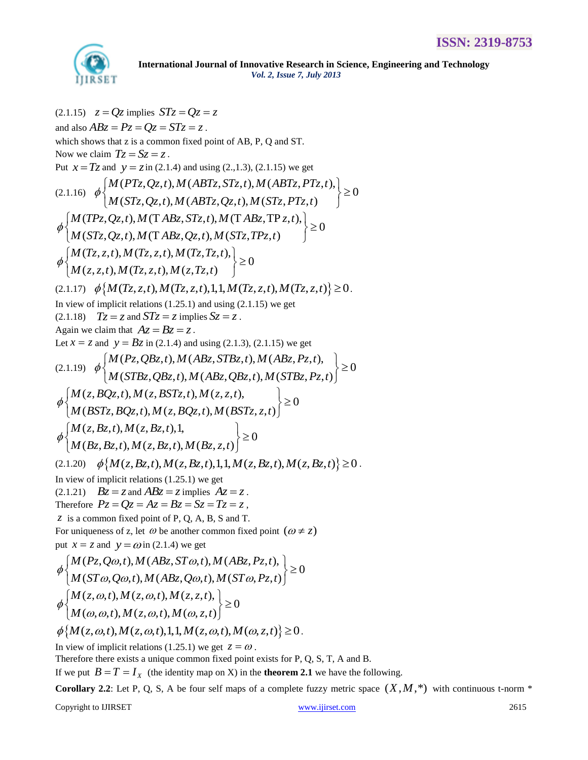(2.1.15) $z = Qz$ implies $STz = Qz = z$

and also $ABz = Pz = Qz = STz = z$.

which shows that z is a common fixed point of AB, P, Q and ST.

Now we claim $Tz = Sz = z$.

Put $x = Tz$ and $y = z$ in (2.1.4) and using (2.,1.3), (2.1.15) we get

(2.1.16) $\phi\begin{Bmatrix} M(PTz, Qz, t), M(ABTz, STz, t), M(ABTz, PTz, t), \\ M(STz, Qz, t), M(ABTz, Qz, t), M(STz, PTz, t) \end{Bmatrix} \geq 0$

$$\phi\begin{Bmatrix} M(TPz, Qz, t), M(\mathrm{T}\,ABz, STz, t), M(\mathrm{T}\,ABz, \mathrm{TP}\,z, t), \\ M(STz, Qz, t), M(\mathrm{T}\,ABz, Qz, t), M(STz, TPz, t) \end{Bmatrix} \geq 0$$

$$\phi\begin{Bmatrix} M(Tz, z, t), M(Tz, z, t), M(Tz, Tz, t), \\ M(z, z, t), M(Tz, z, t), M(z, Tz, t) \end{Bmatrix} \geq 0$$

(2.1.17) $\phi\{M(Tz, z, t), M(Tz, z, t), 1, 1, M(Tz, z, t), M(Tz, z, t)\} \geq 0$.

In view of implicit relations (1.25.1) and using (2.1.15) we get

(2.1.18) $Tz = z$ and $STz = z$ implies $Sz = z$.

Again we claim that $Az = Bz = z$.

Let $x = z$ and $y = Bz$ in (2.1.4) and using (2.1.3), (2.1.15) we get

(2.1.19) $\phi\begin{Bmatrix} M(Pz, QBz, t), M(ABz, STBz, t), M(ABz, Pz, t), \\ M(STBz, QBz, t), M(ABz, QBz, t), M(STBz, Pz, t) \end{Bmatrix} \geq 0$

$$\phi\begin{Bmatrix} M(z, BQz, t), M(z, BSTz, t), M(z, z, t), \\ M(BSTz, BQz, t), M(z, BQz, t), M(BSTz, z, t) \end{Bmatrix} \geq 0$$

$$\phi\begin{Bmatrix} M(z, Bz, t), M(z, Bz, t), 1, \\ M(Bz, Bz, t), M(z, Bz, t), M(Bz, z, t) \end{Bmatrix} \geq 0$$

(2.1.20) $\phi\{M(z, Bz, t), M(z, Bz, t), 1, 1, M(z, Bz, t), M(z, Bz, t)\} \geq 0$.

In view of implicit relations (1.25.1) we get

(2.1.21) $Bz = z$ and $ABz = z$ implies $Az = z$.

Therefore $Pz = Qz = Az = Bz = Sz = Tz = z$,

$z$ is a common fixed point of P, Q, A, B, S and T.

For uniqueness of z, let $\omega$ be another common fixed point $(\omega \neq z)$

put $x = z$ and $y = \omega$ in (2.1.4) we get

$$\phi\begin{Bmatrix} M(Pz, Q\omega, t), M(ABz, ST\omega, t), M(ABz, Pz, t), \\ M(ST\omega, Q\omega, t), M(ABz, Q\omega, t), M(ST\omega, Pz, t) \end{Bmatrix} \geq 0$$

$$\phi\begin{Bmatrix} M(z, \omega, t), M(z, \omega, t), M(z, z, t), \\ M(\omega, \omega, t), M(z, \omega, t), M(\omega, z, t) \end{Bmatrix} \geq 0$$

$$\phi\{M(z, \omega, t), M(z, \omega, t), 1, 1, M(z, \omega, t), M(\omega, z, t)\} \geq 0.$$

In view of implicit relations (1.25.1) we get $z = \omega$.

Therefore there exists a unique common fixed point exists for P, Q, S, T, A and B.

If we put $B = T = I_X$ (the identity map on X) in the **theorem 2.1** we have the following.

**Corollary 2.2**: Let P, Q, S, A be four self maps of a complete fuzzy metric space $(X, M, *)$ with continuous t-norm *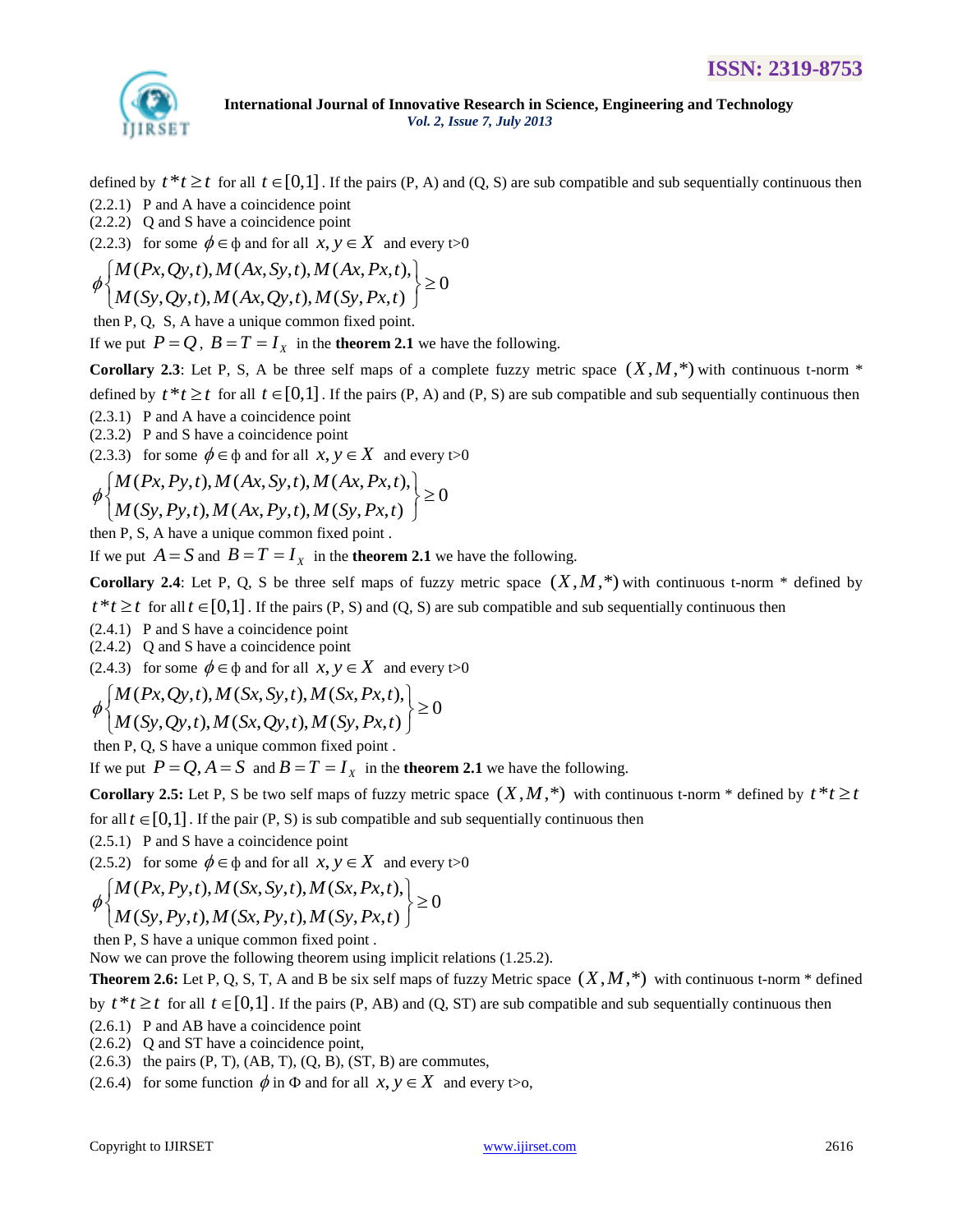defined by $t * t \geq t$ for all $t \in [0,1]$. If the pairs (P, A) and (Q, S) are sub compatible and sub sequentially continuous then

(2.2.1) P and A have a coincidence point

(2.2.2) Q and S have a coincidence point

(2.2.3) for some $\phi \in \phi$ and for all $x, y \in X$ and every t>0

$$\phi \begin{Bmatrix} M(Px, Qy, t), M(Ax, Sy, t), M(Ax, Px, t), \\ M(Sy, Qy, t), M(Ax, Qy, t), M(Sy, Px, t) \end{Bmatrix} \geq 0$$

then P, Q, S, A have a unique common fixed point.

If we put $P = Q$, $B = T = I_X$ in the **theorem 2.1** we have the following.

**Corollary 2.3**: Let P, S, A be three self maps of a complete fuzzy metric space $(X, M, *)$ with continuous t-norm * defined by $t * t \geq t$ for all $t \in [0,1]$. If the pairs (P, A) and (P, S) are sub compatible and sub sequentially continuous then

(2.3.1) P and A have a coincidence point

(2.3.2) P and S have a coincidence point

(2.3.3) for some $\phi \in \phi$ and for all $x, y \in X$ and every t>0

$$\phi \begin{Bmatrix} M(Px, Py, t), M(Ax, Sy, t), M(Ax, Px, t), \\ M(Sy, Py, t), M(Ax, Py, t), M(Sy, Px, t) \end{Bmatrix} \geq 0$$

then P, S, A have a unique common fixed point .

If we put $A = S$ and $B = T = I_X$ in the **theorem 2.1** we have the following.

**Corollary 2.4**: Let P, Q, S be three self maps of fuzzy metric space $(X, M, *)$ with continuous t-norm * defined by $t * t \geq t$ for all $t \in [0,1]$. If the pairs (P, S) and (Q, S) are sub compatible and sub sequentially continuous then

(2.4.1) P and S have a coincidence point

(2.4.2) Q and S have a coincidence point

(2.4.3) for some $\phi \in \phi$ and for all $x, y \in X$ and every t>0

$$\phi \begin{Bmatrix} M(Px, Qy, t), M(Sx, Sy, t), M(Sx, Px, t), \\ M(Sy, Qy, t), M(Sx, Qy, t), M(Sy, Px, t) \end{Bmatrix} \geq 0$$

then P, Q, S have a unique common fixed point .

If we put $P = Q, A = S$ and $B = T = I_X$ in the **theorem 2.1** we have the following.

**Corollary 2.5:** Let P, S be two self maps of fuzzy metric space $(X, M, *)$ with continuous t-norm * defined by $t * t \geq t$ for all $t \in [0,1]$. If the pair (P, S) is sub compatible and sub sequentially continuous then

(2.5.1) P and S have a coincidence point

(2.5.2) for some $\phi \in \phi$ and for all $x, y \in X$ and every t>0

$$\phi \begin{Bmatrix} M(Px, Py, t), M(Sx, Sy, t), M(Sx, Px, t), \\ M(Sy, Py, t), M(Sx, Py, t), M(Sy, Px, t) \end{Bmatrix} \geq 0$$

then P, S have a unique common fixed point .

Now we can prove the following theorem using implicit relations (1.25.2).

**Theorem 2.6:** Let P, Q, S, T, A and B be six self maps of fuzzy Metric space $(X, M, *)$ with continuous t-norm * defined by $t * t \geq t$ for all $t \in [0,1]$. If the pairs (P, AB) and (Q, ST) are sub compatible and sub sequentially continuous then

(2.6.1) P and AB have a coincidence point

(2.6.2) Q and ST have a coincidence point,

(2.6.3) the pairs (P, T), (AB, T), (Q, B), (ST, B) are commutes,

(2.6.4) for some function $\phi$ in $\Phi$ and for all $x, y \in X$ and every t>o,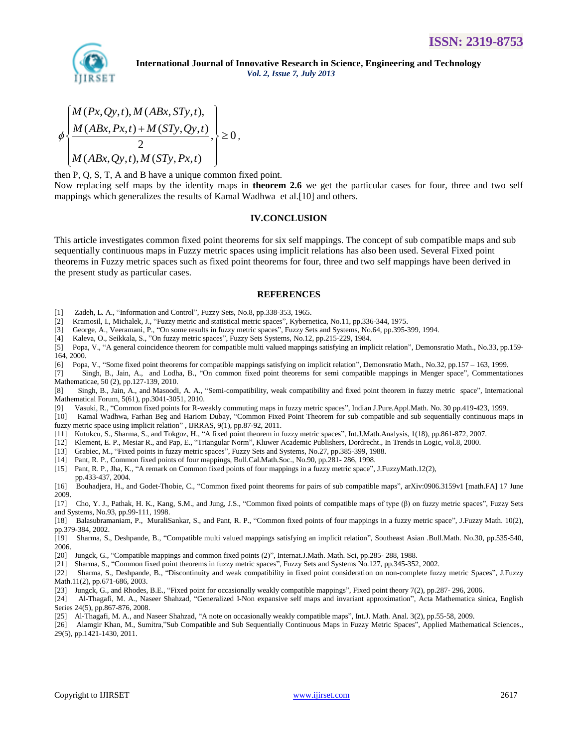$$\phi\left\{\begin{array}{l} M(Px,Qy,t), M(ABx,STy,t), \\ \dfrac{M(ABx,Px,t)+M(STy,Qy,t)}{2}, \\ M(ABx,Qy,t), M(STy,Px,t) \end{array}\right\} \geq 0,$$

then P, Q, S, T, A and B have a unique common fixed point.

Now replacing self maps by the identity maps in **theorem 2.6** we get the particular cases for four, three and two self mappings which generalizes the results of Kamal Wadhwa et al.[10] and others.

## IV.CONCLUSION

This article investigates common fixed point theorems for six self mappings. The concept of sub compatible maps and sub sequentially continuous maps in Fuzzy metric spaces using implicit relations has also been used. Several Fixed point theorems in Fuzzy metric spaces such as fixed point theorems for four, three and two self mappings have been derived in the present study as particular cases.

## REFERENCES

[1] Zadeh, L. A., "Information and Control", Fuzzy Sets, No.8, pp.338-353, 1965.

[2] Kramosil, I., Michalek, J., "Fuzzy metric and statistical metric spaces", Kybernetica, No.11, pp.336-344, 1975.

[3] George, A., Veeramani, P., "On some results in fuzzy metric spaces", Fuzzy Sets and Systems, No.64, pp.395-399, 1994.

[4] Kaleva, O., Seikkala, S., "On fuzzy metric spaces", Fuzzy Sets Systems, No.12, pp.215-229, 1984.

[5] Popa, V., "A general coincidence theorem for compatible multi valued mappings satisfying an implicit relation", Demonsratio Math., No.33, pp.159-164, 2000.

[6] Popa, V., "Some fixed point theorems for compatible mappings satisfying on implicit relation", Demonsratio Math., No.32, pp.157 – 163, 1999.

[7] Singh, B., Jain, A., and Lodha, B., "On common fixed point theorems for semi compatible mappings in Menger space", Commentationes Mathematicae, 50 (2), pp.127-139, 2010.

[8] Singh, B., Jain, A., and Masoodi, A. A., "Semi-compatibility, weak compatibility and fixed point theorem in fuzzy metric space", International Mathematical Forum, 5(61), pp.3041-3051, 2010.

[9] Vasuki, R., "Common fixed points for R-weakly commuting maps in fuzzy metric spaces", Indian J.Pure.Appl.Math. No. 30 pp.419-423, 1999.

[10] Kamal Wadhwa, Farhan Beg and Hariom Dubay, "Common Fixed Point Theorem for sub compatible and sub sequentially continuous maps in fuzzy metric space using implicit relation" , IJRRAS, 9(1), pp.87-92, 2011.

[11] Kutukcu, S., Sharma, S., and Tokgoz, H., "A fixed point theorem in fuzzy metric spaces", Int.J.Math.Analysis, 1(18), pp.861-872, 2007.

[12] Klement, E. P., Mesiar R., and Pap, E., "Triangular Norm", Kluwer Academic Publishers, Dordrecht., In Trends in Logic, vol.8, 2000.

[13] Grabiec, M., "Fixed points in fuzzy metric spaces", Fuzzy Sets and Systems, No.27, pp.385-399, 1988.

[14] Pant, R. P., Common fixed points of four mappings, Bull.Cal.Math.Soc., No.90, pp.281- 286, 1998.

[15] Pant, R. P., Jha, K., "A remark on Common fixed points of four mappings in a fuzzy metric space", J.FuzzyMath.12(2), pp.433-437, 2004.

[16] Bouhadjera, H., and Godet-Thobie, C., "Common fixed point theorems for pairs of sub compatible maps", arXiv:0906.3159v1 [math.FA] 17 June 2009.

[17] Cho, Y. J., Pathak, H. K., Kang, S.M., and Jung, J.S., "Common fixed points of compatible maps of type (β) on fuzzy metric spaces", Fuzzy Sets and Systems, No.93, pp.99-111, 1998.

[18] Balasubramaniam, P., MuraliSankar, S., and Pant, R. P., "Common fixed points of four mappings in a fuzzy metric space", J.Fuzzy Math. 10(2), pp.379-384, 2002.

[19] Sharma, S., Deshpande, B., "Compatible multi valued mappings satisfying an implicit relation", Southeast Asian .Bull.Math. No.30, pp.535-540, 2006.

[20] Jungck, G., "Compatible mappings and common fixed points (2)", Internat.J.Math. Math. Sci, pp.285- 288, 1988.

[21] Sharma, S., "Common fixed point theorems in fuzzy metric spaces", Fuzzy Sets and Systems No.127, pp.345-352, 2002.

[22] Sharma, S., Deshpande, B., "Discontinuity and weak compatibility in fixed point consideration on non-complete fuzzy metric Spaces", J.Fuzzy Math.11(2), pp.671-686, 2003.

[23] Jungck, G., and Rhodes, B.E., "Fixed point for occasionally weakly compatible mappings", Fixed point theory 7(2), pp.287- 296, 2006.

[24] Al-Thagafi, M. A., Naseer Shahzad, "Generalized I-Non expansive self maps and invariant approximation", Acta Mathematica sinica, English Series 24(5), pp.867-876, 2008.

[25] Al-Thagafi, M. A., and Naseer Shahzad, "A note on occasionally weakly compatible maps", Int.J. Math. Anal. 3(2), pp.55-58, 2009.

[26] Alamgir Khan, M., Sumitra,"Sub Compatible and Sub Sequentially Continuous Maps in Fuzzy Metric Spaces", Applied Mathematical Sciences., 29(5), pp.1421-1430, 2011.